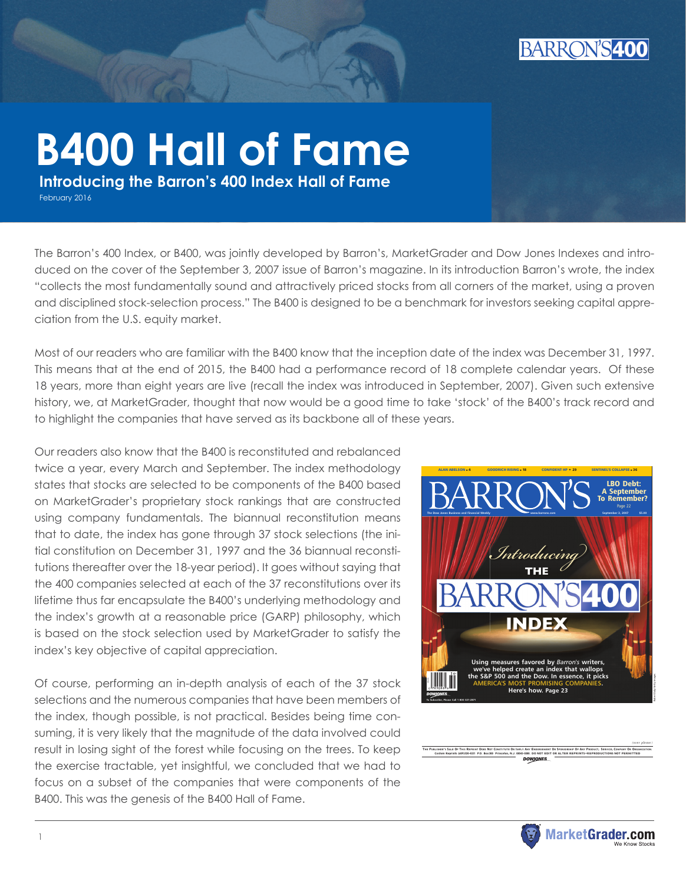# B400 Hall of Fame

## Introducing the Barron's 400 Index Hall of Fame

February 2016

The Barron's 400 Index, or B400, was jointly developed by Barron's, MarketGrader and Dow Jones Indexes and introduced on the cover of the September 3, 2007 issue of Barron's magazine. In its introduction Barron's wrote, the index "collects the most fundamentally sound and attractively priced stocks from all corners of the market, using a proven and disciplined stock-selection process." The B400 is designed to be a benchmark for investors seeking capital appreciation from the U.S. equity market.

Most of our readers who are familiar with the B400 know that the inception date of the index was December 31, 1997. This means that at the end of 2015, the B400 had a performance record of 18 complete calendar years. Of these 18 years, more than eight years are live (recall the index was introduced in September, 2007). Given such extensive history, we, at MarketGrader, thought that now would be a good time to take 'stock' of the B400's track record and to highlight the companies that have served as its backbone all of these years.

Our readers also know that the B400 is reconstituted and rebalanced twice a year, every March and September. The index methodology states that stocks are selected to be components of the B400 based on MarketGrader's proprietary stock rankings that are constructed using company fundamentals. The biannual reconstitution means that to date, the index has gone through 37 stock selections (the initial constitution on December 31, 1997 and the 36 biannual reconstitutions thereafter over the 18-year period). It goes without saying that the 400 companies selected at each of the 37 reconstitutions over its lifetime thus far encapsulate the B400's underlying methodology and the index's growth at a reasonable price (GARP) philosophy, which is based on the stock selection used by MarketGrader to satisfy the index's key objective of capital appreciation.

Of course, performing an in-depth analysis of each of the 37 stock selections and the numerous companies that have been members of the index, though possible, is not practical. Besides being time consuming, it is very likely that the magnitude of the data involved could result in losing sight of the forest while focusing on the trees. To keep the exercise tractable, yet insightful, we concluded that we had to focus on a subset of the companies that were components of the B400. This was the genesis of the B400 Hall of Fame.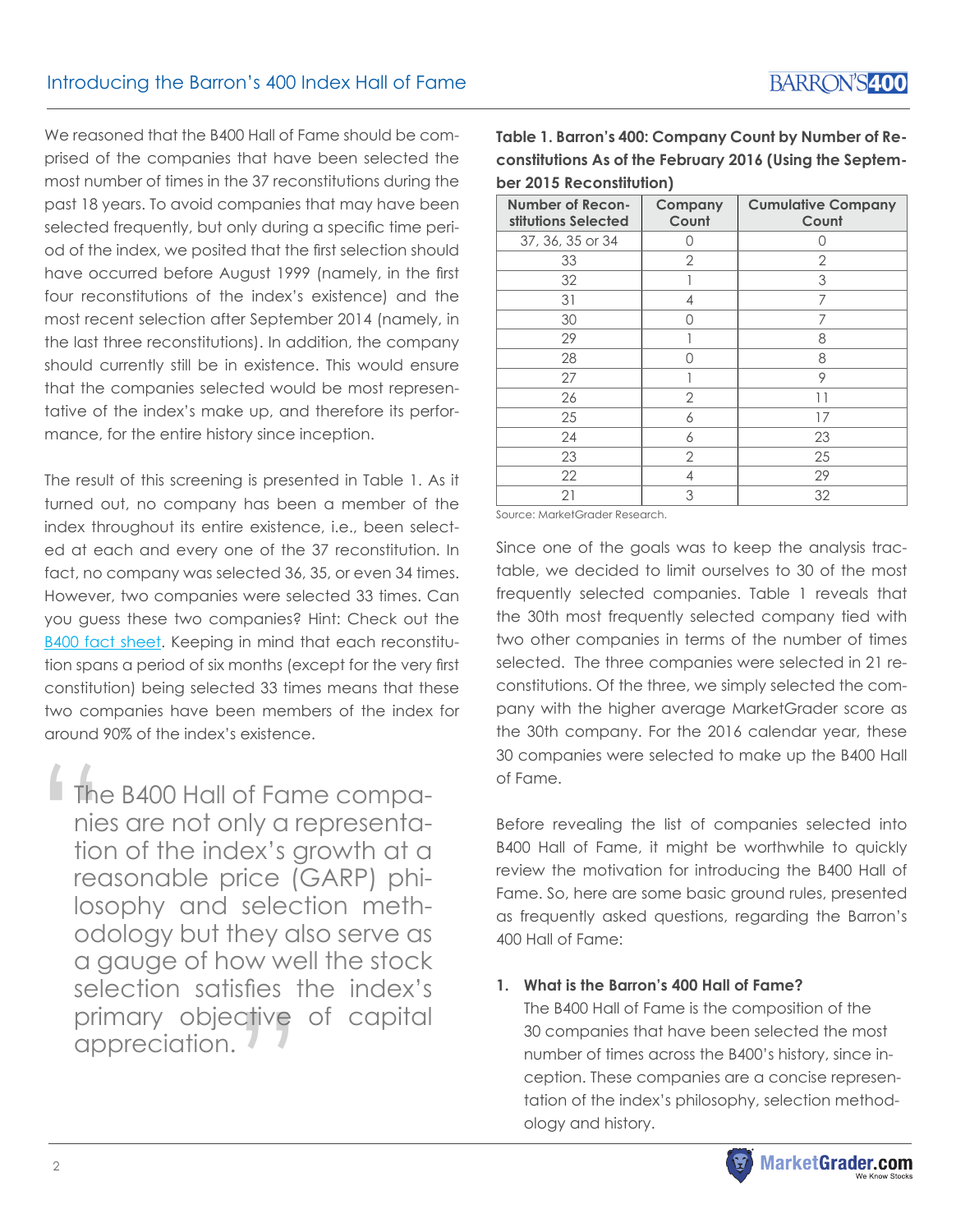We reasoned that the B400 Hall of Fame should be comprised of the companies that have been selected the most number of times in the 37 reconstitutions during the past 18 years. To avoid companies that may have been selected frequently, but only during a specific time period of the index, we posited that the first selection should have occurred before August 1999 (namely, in the first four reconstitutions of the index's existence) and the most recent selection after September 2014 (namely, in the last three reconstitutions). In addition, the company should currently still be in existence. This would ensure that the companies selected would be most representative of the index's make up, and therefore its performance, for the entire history since inception.

The result of this screening is presented in Table 1. As it turned out, no company has been a member of the index throughout its entire existence, i.e., been selected at each and every one of the 37 reconstitution. In fact, no company was selected 36, 35, or even 34 times. However, two companies were selected 33 times. Can you guess these two companies? Hint: Check out the [B400 fact sheet](). Keeping in mind that each reconstitution spans a period of six months (except for the very first constitution) being selected 33 times means that these two companies have been members of the index for around 90% of the index's existence.

> "The B400 Hall of Fame companies are not only a representation of the index's growth at a reasonable price (GARP) philosophy and selection methodology but they also serve as a gauge of how well the stock selection satisfies the index's primary objective of capital appreciation."

**Table 1. Barron's 400: Company Count by Number of Reconstitutions As of the February 2016 (Using the September 2015 Reconstitution)**

| Number of Reconstitutions Selected | Company Count | Cumulative Company Count |
|---|---|---|
| 37, 36, 35 or 34 | 0 | 0 |
| 33 | 2 | 2 |
| 32 | 1 | 3 |
| 31 | 4 | 7 |
| 30 | 0 | 7 |
| 29 | 1 | 8 |
| 28 | 0 | 8 |
| 27 | 1 | 9 |
| 26 | 2 | 11 |
| 25 | 6 | 17 |
| 24 | 6 | 23 |
| 23 | 2 | 25 |
| 22 | 4 | 29 |
| 21 | 3 | 32 |

Source: MarketGrader Research.

Since one of the goals was to keep the analysis tractable, we decided to limit ourselves to 30 of the most frequently selected companies. Table 1 reveals that the 30th most frequently selected company tied with two other companies in terms of the number of times selected. The three companies were selected in 21 reconstitutions. Of the three, we simply selected the company with the higher average MarketGrader score as the 30th company. For the 2016 calendar year, these 30 companies were selected to make up the B400 Hall of Fame.

Before revealing the list of companies selected into B400 Hall of Fame, it might be worthwhile to quickly review the motivation for introducing the B400 Hall of Fame. So, here are some basic ground rules, presented as frequently asked questions, regarding the Barron's 400 Hall of Fame:

1. **What is the Barron's 400 Hall of Fame?**
   The B400 Hall of Fame is the composition of the 30 companies that have been selected the most number of times across the B400's history, since inception. These companies are a concise representation of the index's philosophy, selection methodology and history.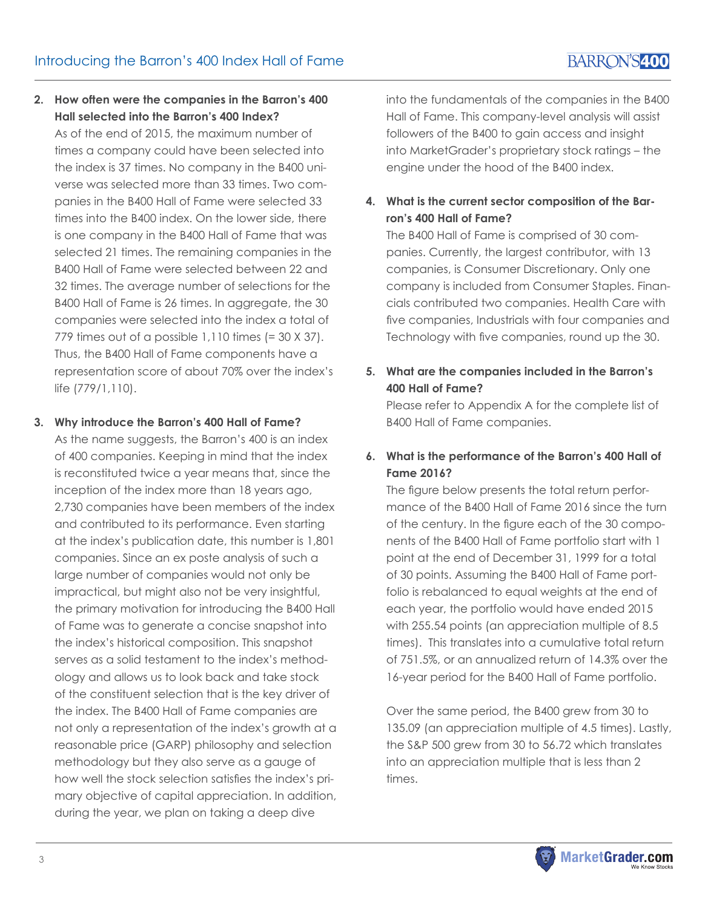2. **How often were the companies in the Barron's 400 Hall selected into the Barron's 400 Index?**
   As of the end of 2015, the maximum number of times a company could have been selected into the index is 37 times. No company in the B400 universe was selected more than 33 times. Two companies in the B400 Hall of Fame were selected 33 times into the B400 index. On the lower side, there is one company in the B400 Hall of Fame that was selected 21 times. The remaining companies in the B400 Hall of Fame were selected between 22 and 32 times. The average number of selections for the B400 Hall of Fame is 26 times. In aggregate, the 30 companies were selected into the index a total of 779 times out of a possible 1,110 times (= 30 X 37). Thus, the B400 Hall of Fame components have a representation score of about 70% over the index's life (779/1,110).

3. **Why introduce the Barron's 400 Hall of Fame?**
   As the name suggests, the Barron's 400 is an index of 400 companies. Keeping in mind that the index is reconstituted twice a year means that, since the inception of the index more than 18 years ago, 2,730 companies have been members of the index and contributed to its performance. Even starting at the index's publication date, this number is 1,801 companies. Since an ex poste analysis of such a large number of companies would not only be impractical, but might also not be very insightful, the primary motivation for introducing the B400 Hall of Fame was to generate a concise snapshot into the index's historical composition. This snapshot serves as a solid testament to the index's methodology and allows us to look back and take stock of the constituent selection that is the key driver of the index. The B400 Hall of Fame companies are not only a representation of the index's growth at a reasonable price (GARP) philosophy and selection methodology but they also serve as a gauge of how well the stock selection satisfies the index's primary objective of capital appreciation. In addition, during the year, we plan on taking a deep dive into the fundamentals of the companies in the B400 Hall of Fame. This company-level analysis will assist followers of the B400 to gain access and insight into MarketGrader's proprietary stock ratings – the engine under the hood of the B400 index.

4. **What is the current sector composition of the Barron's 400 Hall of Fame?**
   The B400 Hall of Fame is comprised of 30 companies. Currently, the largest contributor, with 13 companies, is Consumer Discretionary. Only one company is included from Consumer Staples. Financials contributed two companies. Health Care with five companies, Industrials with four companies and Technology with five companies, round up the 30.

5. **What are the companies included in the Barron's 400 Hall of Fame?**
   Please refer to Appendix A for the complete list of B400 Hall of Fame companies.

6. **What is the performance of the Barron's 400 Hall of Fame 2016?**
   The figure below presents the total return performance of the B400 Hall of Fame 2016 since the turn of the century. In the figure each of the 30 components of the B400 Hall of Fame portfolio start with 1 point at the end of December 31, 1999 for a total of 30 points. Assuming the B400 Hall of Fame portfolio is rebalanced to equal weights at the end of each year, the portfolio would have ended 2015 with 255.54 points (an appreciation multiple of 8.5 times). This translates into a cumulative total return of 751.5%, or an annualized return of 14.3% over the 16-year period for the B400 Hall of Fame portfolio.

   Over the same period, the B400 grew from 30 to 135.09 (an appreciation multiple of 4.5 times). Lastly, the S&P 500 grew from 30 to 56.72 which translates into an appreciation multiple that is less than 2 times.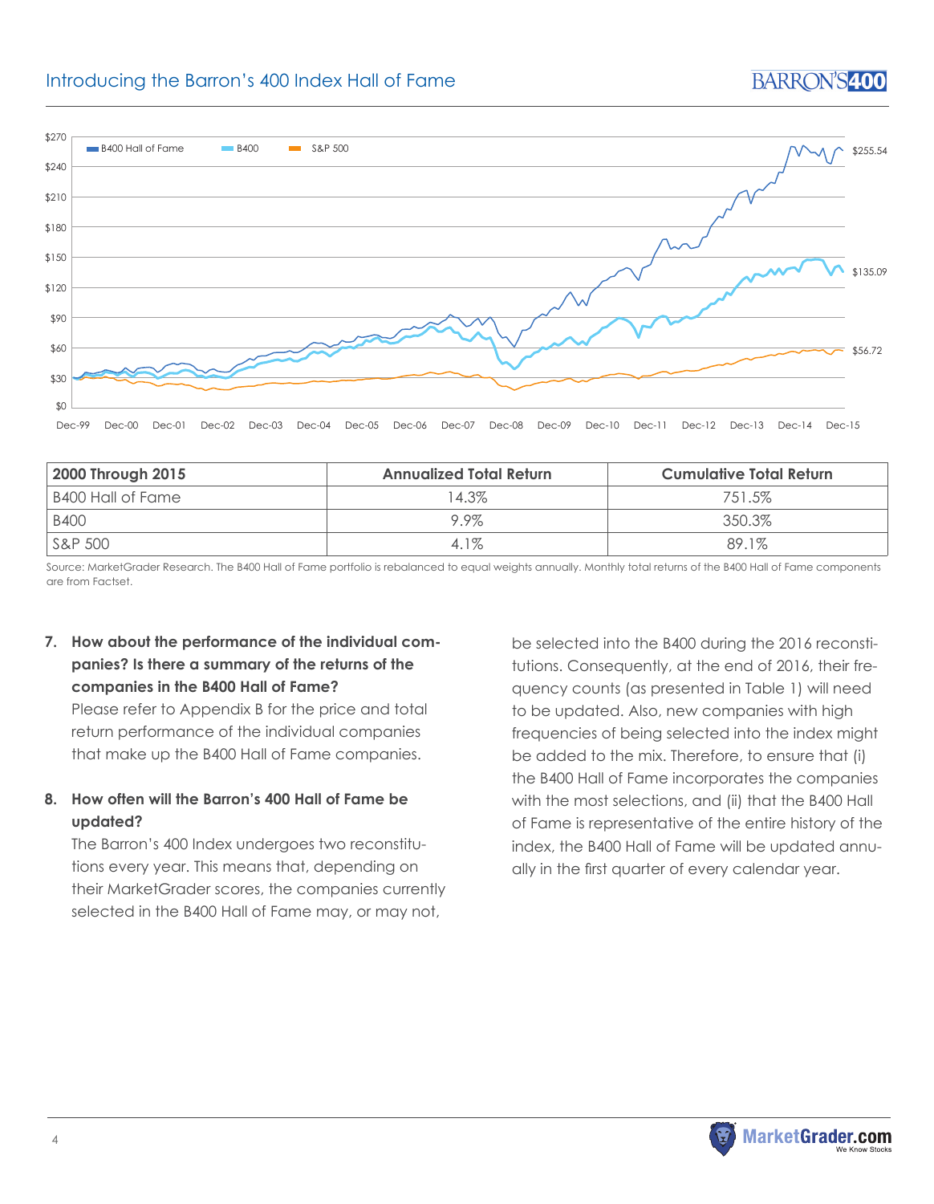| 2000 Through 2015 | Annualized Total Return | Cumulative Total Return |
| --- | --- | --- |
| B400 Hall of Fame | 14.3% | 751.5% |
| B400 | 9.9% | 350.3% |
| S&P 500 | 4.1% | 89.1% |

Source: MarketGrader Research. The B400 Hall of Fame portfolio is rebalanced to equal weights annually. Monthly total returns of the B400 Hall of Fame components are from Factset.

**7. How about the performance of the individual companies? Is there a summary of the returns of the companies in the B400 Hall of Fame?**

Please refer to Appendix B for the price and total return performance of the individual companies that make up the B400 Hall of Fame companies.

**8. How often will the Barron's 400 Hall of Fame be updated?**

The Barron's 400 Index undergoes two reconstitutions every year. This means that, depending on their MarketGrader scores, the companies currently selected in the B400 Hall of Fame may, or may not, be selected into the B400 during the 2016 reconstitutions. Consequently, at the end of 2016, their frequency counts (as presented in Table 1) will need to be updated. Also, new companies with high frequencies of being selected into the index might be added to the mix. Therefore, to ensure that (i) the B400 Hall of Fame incorporates the companies with the most selections, and (ii) that the B400 Hall of Fame is representative of the entire history of the index, the B400 Hall of Fame will be updated annually in the first quarter of every calendar year.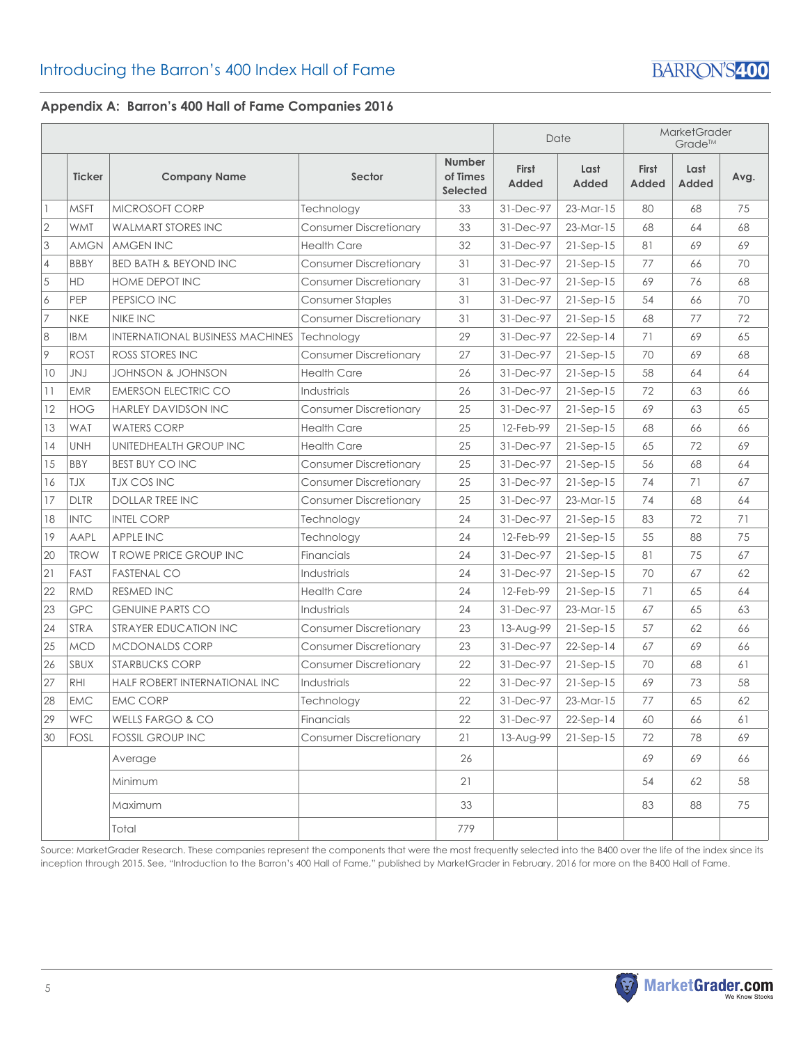## Appendix A: Barron's 400 Hall of Fame Companies 2016

| | | | | | Date | | MarketGrader Grade™ | | |
|---|---|---|---|---|---|---|---|---|---|
| | **Ticker** | **Company Name** | **Sector** | **Number of Times Selected** | **First Added** | **Last Added** | **First Added** | **Last Added** | **Avg.** |
| 1 | MSFT | MICROSOFT CORP | Technology | 33 | 31-Dec-97 | 23-Mar-15 | 80 | 68 | 75 |
| 2 | WMT | WALMART STORES INC | Consumer Discretionary | 33 | 31-Dec-97 | 23-Mar-15 | 68 | 64 | 68 |
| 3 | AMGN | AMGEN INC | Health Care | 32 | 31-Dec-97 | 21-Sep-15 | 81 | 69 | 69 |
| 4 | BBBY | BED BATH & BEYOND INC | Consumer Discretionary | 31 | 31-Dec-97 | 21-Sep-15 | 77 | 66 | 70 |
| 5 | HD | HOME DEPOT INC | Consumer Discretionary | 31 | 31-Dec-97 | 21-Sep-15 | 69 | 76 | 68 |
| 6 | PEP | PEPSICO INC | Consumer Staples | 31 | 31-Dec-97 | 21-Sep-15 | 54 | 66 | 70 |
| 7 | NKE | NIKE INC | Consumer Discretionary | 31 | 31-Dec-97 | 21-Sep-15 | 68 | 77 | 72 |
| 8 | IBM | INTERNATIONAL BUSINESS MACHINES | Technology | 29 | 31-Dec-97 | 22-Sep-14 | 71 | 69 | 65 |
| 9 | ROST | ROSS STORES INC | Consumer Discretionary | 27 | 31-Dec-97 | 21-Sep-15 | 70 | 69 | 68 |
| 10 | JNJ | JOHNSON & JOHNSON | Health Care | 26 | 31-Dec-97 | 21-Sep-15 | 58 | 64 | 64 |
| 11 | EMR | EMERSON ELECTRIC CO | Industrials | 26 | 31-Dec-97 | 21-Sep-15 | 72 | 63 | 66 |
| 12 | HOG | HARLEY DAVIDSON INC | Consumer Discretionary | 25 | 31-Dec-97 | 21-Sep-15 | 69 | 63 | 65 |
| 13 | WAT | WATERS CORP | Health Care | 25 | 12-Feb-99 | 21-Sep-15 | 68 | 66 | 66 |
| 14 | UNH | UNITEDHEALTH GROUP INC | Health Care | 25 | 31-Dec-97 | 21-Sep-15 | 65 | 72 | 69 |
| 15 | BBY | BEST BUY CO INC | Consumer Discretionary | 25 | 31-Dec-97 | 21-Sep-15 | 56 | 68 | 64 |
| 16 | TJX | TJX COS INC | Consumer Discretionary | 25 | 31-Dec-97 | 21-Sep-15 | 74 | 71 | 67 |
| 17 | DLTR | DOLLAR TREE INC | Consumer Discretionary | 25 | 31-Dec-97 | 23-Mar-15 | 74 | 68 | 64 |
| 18 | INTC | INTEL CORP | Technology | 24 | 31-Dec-97 | 21-Sep-15 | 83 | 72 | 71 |
| 19 | AAPL | APPLE INC | Technology | 24 | 12-Feb-99 | 21-Sep-15 | 55 | 88 | 75 |
| 20 | TROW | T ROWE PRICE GROUP INC | Financials | 24 | 31-Dec-97 | 21-Sep-15 | 81 | 75 | 67 |
| 21 | FAST | FASTENAL CO | Industrials | 24 | 31-Dec-97 | 21-Sep-15 | 70 | 67 | 62 |
| 22 | RMD | RESMED INC | Health Care | 24 | 12-Feb-99 | 21-Sep-15 | 71 | 65 | 64 |
| 23 | GPC | GENUINE PARTS CO | Industrials | 24 | 31-Dec-97 | 23-Mar-15 | 67 | 65 | 63 |
| 24 | STRA | STRAYER EDUCATION INC | Consumer Discretionary | 23 | 13-Aug-99 | 21-Sep-15 | 57 | 62 | 66 |
| 25 | MCD | MCDONALDS CORP | Consumer Discretionary | 23 | 31-Dec-97 | 22-Sep-14 | 67 | 69 | 66 |
| 26 | SBUX | STARBUCKS CORP | Consumer Discretionary | 22 | 31-Dec-97 | 21-Sep-15 | 70 | 68 | 61 |
| 27 | RHI | HALF ROBERT INTERNATIONAL INC | Industrials | 22 | 31-Dec-97 | 21-Sep-15 | 69 | 73 | 58 |
| 28 | EMC | EMC CORP | Technology | 22 | 31-Dec-97 | 23-Mar-15 | 77 | 65 | 62 |
| 29 | WFC | WELLS FARGO & CO | Financials | 22 | 31-Dec-97 | 22-Sep-14 | 60 | 66 | 61 |
| 30 | FOSL | FOSSIL GROUP INC | Consumer Discretionary | 21 | 13-Aug-99 | 21-Sep-15 | 72 | 78 | 69 |
| | | Average | | 26 | | | 69 | 69 | 66 |
| | | Minimum | | 21 | | | 54 | 62 | 58 |
| | | Maximum | | 33 | | | 83 | 88 | 75 |
| | | Total | | 779 | | | | | |

Source: MarketGrader Research. These companies represent the components that were the most frequently selected into the B400 over the life of the index since its inception through 2015. See, "Introduction to the Barron's 400 Hall of Fame," published by MarketGrader in February, 2016 for more on the B400 Hall of Fame.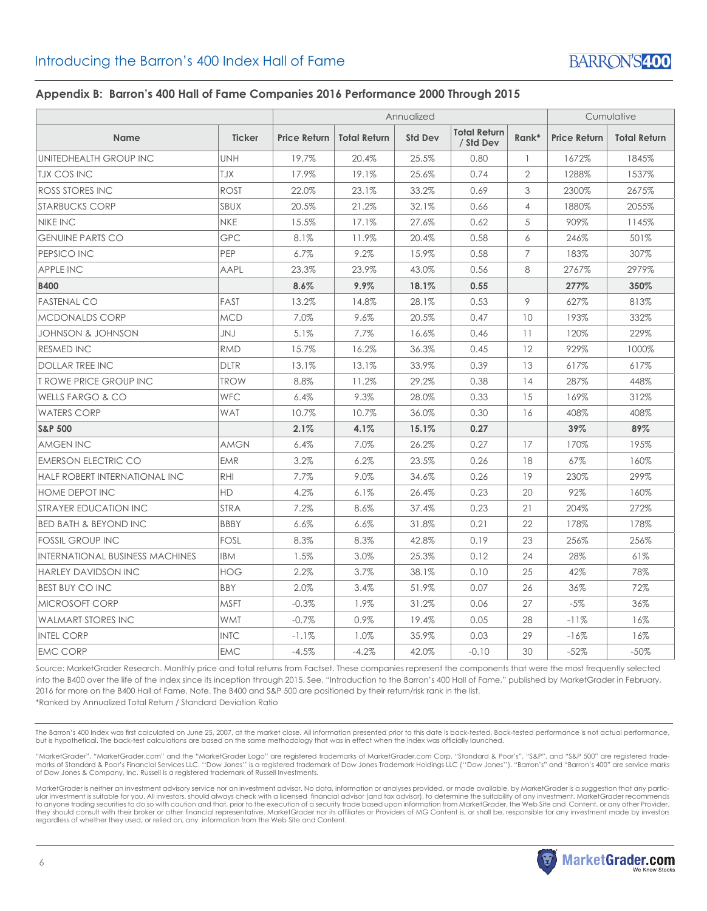### Appendix B: Barron's 400 Hall of Fame Companies 2016 Performance 2000 Through 2015

| | | Annualized | | | | | Cumulative | |
|---|---|---|---|---|---|---|---|---|
| **Name** | **Ticker** | **Price Return** | **Total Return** | **Std Dev** | **Total Return / Std Dev** | **Rank*** | **Price Return** | **Total Return** |
| UNITEDHEALTH GROUP INC | UNH | 19.7% | 20.4% | 25.5% | 0.80 | 1 | 1672% | 1845% |
| TJX COS INC | TJX | 17.9% | 19.1% | 25.6% | 0.74 | 2 | 1288% | 1537% |
| ROSS STORES INC | ROST | 22.0% | 23.1% | 33.2% | 0.69 | 3 | 2300% | 2675% |
| STARBUCKS CORP | SBUX | 20.5% | 21.2% | 32.1% | 0.66 | 4 | 1880% | 2055% |
| NIKE INC | NKE | 15.5% | 17.1% | 27.6% | 0.62 | 5 | 909% | 1145% |
| GENUINE PARTS CO | GPC | 8.1% | 11.9% | 20.4% | 0.58 | 6 | 246% | 501% |
| PEPSICO INC | PEP | 6.7% | 9.2% | 15.9% | 0.58 | 7 | 183% | 307% |
| APPLE INC | AAPL | 23.3% | 23.9% | 43.0% | 0.56 | 8 | 2767% | 2979% |
| **B400** | | **8.6%** | **9.9%** | **18.1%** | **0.55** | | **277%** | **350%** |
| FASTENAL CO | FAST | 13.2% | 14.8% | 28.1% | 0.53 | 9 | 627% | 813% |
| MCDONALDS CORP | MCD | 7.0% | 9.6% | 20.5% | 0.47 | 10 | 193% | 332% |
| JOHNSON & JOHNSON | JNJ | 5.1% | 7.7% | 16.6% | 0.46 | 11 | 120% | 229% |
| RESMED INC | RMD | 15.7% | 16.2% | 36.3% | 0.45 | 12 | 929% | 1000% |
| DOLLAR TREE INC | DLTR | 13.1% | 13.1% | 33.9% | 0.39 | 13 | 617% | 617% |
| T ROWE PRICE GROUP INC | TROW | 8.8% | 11.2% | 29.2% | 0.38 | 14 | 287% | 448% |
| WELLS FARGO & CO | WFC | 6.4% | 9.3% | 28.0% | 0.33 | 15 | 169% | 312% |
| WATERS CORP | WAT | 10.7% | 10.7% | 36.0% | 0.30 | 16 | 408% | 408% |
| **S&P 500** | | **2.1%** | **4.1%** | **15.1%** | **0.27** | | **39%** | **89%** |
| AMGEN INC | AMGN | 6.4% | 7.0% | 26.2% | 0.27 | 17 | 170% | 195% |
| EMERSON ELECTRIC CO | EMR | 3.2% | 6.2% | 23.5% | 0.26 | 18 | 67% | 160% |
| HALF ROBERT INTERNATIONAL INC | RHI | 7.7% | 9.0% | 34.6% | 0.26 | 19 | 230% | 299% |
| HOME DEPOT INC | HD | 4.2% | 6.1% | 26.4% | 0.23 | 20 | 92% | 160% |
| STRAYER EDUCATION INC | STRA | 7.2% | 8.6% | 37.4% | 0.23 | 21 | 204% | 272% |
| BED BATH & BEYOND INC | BBBY | 6.6% | 6.6% | 31.8% | 0.21 | 22 | 178% | 178% |
| FOSSIL GROUP INC | FOSL | 8.3% | 8.3% | 42.8% | 0.19 | 23 | 256% | 256% |
| INTERNATIONAL BUSINESS MACHINES | IBM | 1.5% | 3.0% | 25.3% | 0.12 | 24 | 28% | 61% |
| HARLEY DAVIDSON INC | HOG | 2.2% | 3.7% | 38.1% | 0.10 | 25 | 42% | 78% |
| BEST BUY CO INC | BBY | 2.0% | 3.4% | 51.9% | 0.07 | 26 | 36% | 72% |
| MICROSOFT CORP | MSFT | -0.3% | 1.9% | 31.2% | 0.06 | 27 | -5% | 36% |
| WALMART STORES INC | WMT | -0.7% | 0.9% | 19.4% | 0.05 | 28 | -11% | 16% |
| INTEL CORP | INTC | -1.1% | 1.0% | 35.9% | 0.03 | 29 | -16% | 16% |
| EMC CORP | EMC | -4.5% | -4.2% | 42.0% | -0.10 | 30 | -52% | -50% |

Source: MarketGrader Research. Monthly price and total returns from Factset. These companies represent the components that were the most frequently selected into the B400 over the life of the index since its inception through 2015. See, "Introduction to the Barron's 400 Hall of Fame," published by MarketGrader in February, 2016 for more on the B400 Hall of Fame. Note. The B400 and S&P 500 are positioned by their return/risk rank in the list.

*Ranked by Annualized Total Return / Standard Deviation Ratio

The Barron's 400 Index was first calculated on June 25, 2007, at the market close. All information presented prior to this date is back-tested. Back-tested performance is not actual performance, but is hypothetical. The back-test calculations are based on the same methodology that was in effect when the index was officially launched.

"MarketGrader", "MarketGrader.com" and the "MarketGrader Logo" are registered trademarks of MarketGrader.com Corp. "Standard & Poor's", "S&P", and "S&P 500" are registered trademarks of Standard & Poor's Financial Services LLC. "Dow Jones" is a registered trademark of Dow Jones Trademark Holdings LLC ("Dow Jones"). "Barron's" and "Barron's 400" are service marks of Dow Jones & Company, Inc. Russell is a registered trademark of Russell Investments.

MarketGrader is neither an investment advisory service nor an investment advisor. No data, information or analyses provided, or made available, by MarketGrader is a suggestion that any particular investment is suitable for you. All investors, should always check with a licensed financial advisor (and tax advisor), to determine the suitability of any investment. MarketGrader recommends to anyone trading securities to do so with caution and that, prior to the execution of a security trade based upon information from MarketGrader, the Web Site and Content, or any other Provider, they should consult with their broker or other financial representative. MarketGrader nor its affiliates or Providers of MG Content is, or shall be, responsible for any investment made by investors regardless of whether they used, or relied on, any information from the Web Site and Content.